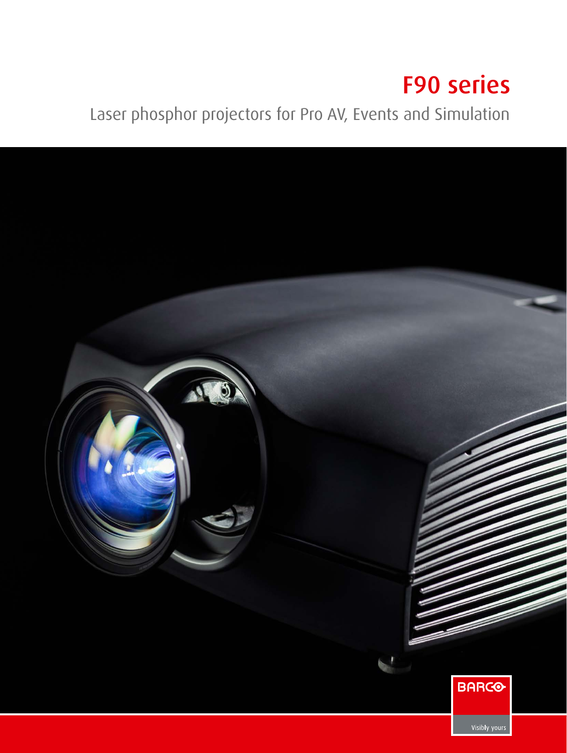# F90 series

Laser phosphor projectors for Pro AV, Events and Simulation

BARCO

Visibly yours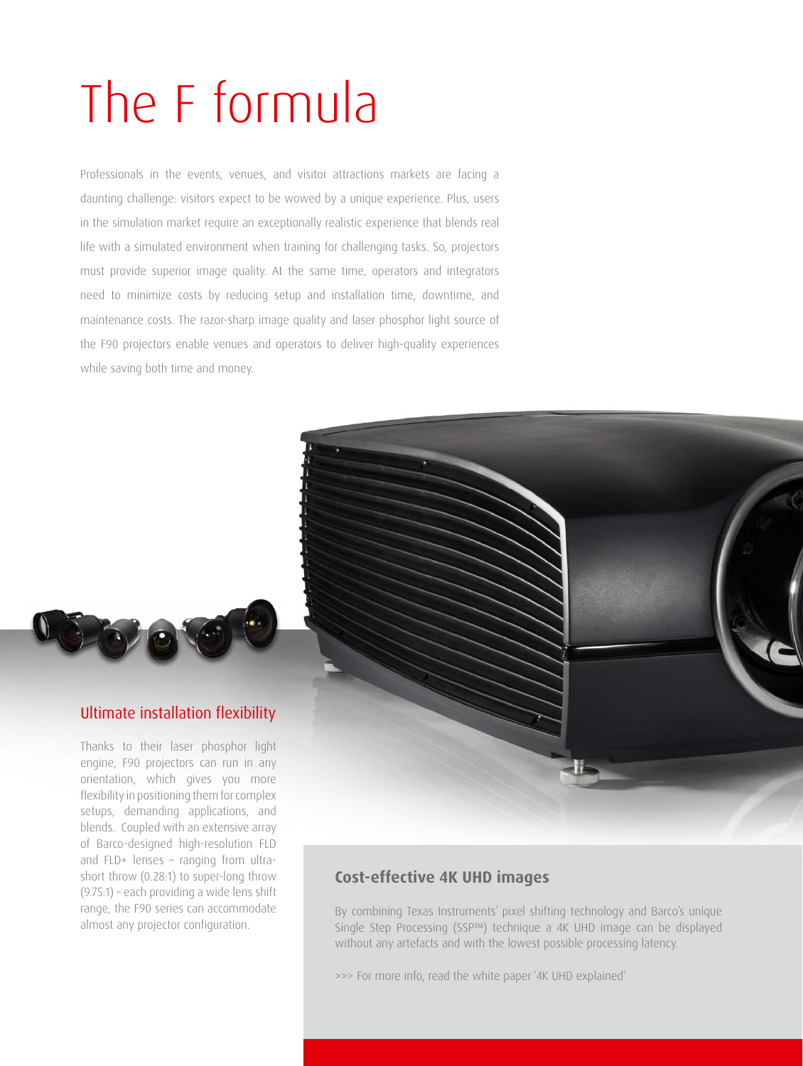# The F formula

Professionals in the events, venues, and visitor attractions markets are facing a daunting challenge: visitors expect to be wowed by a unique experience. Plus, users in the simulation market require an exceptionally realistic experience that blends real life with a simulated environment when training for challenging tasks. So, projectors must provide superior image quality. At the same time, operators and integrators need to minimize costs by reducing setup and installation time, downtime, and maintenance costs. The razor-sharp image quality and laser phosphor light source of the F90 projectors enable venues and operators to deliver high-quality experiences while saving both time and money.

## Ultimate installation flexibility

Thanks to their laser phosphor light engine, F90 projectors can run in any orientation, which gives you more flexibility in positioning them for complex setups, demanding applications, and blends. Coupled with an extensive array of Barco-designed high-resolution FLD and FLD+ lenses – ranging from ultra-short throw (0.28:1) to super-long throw (9.75:1) – each providing a wide lens shift range, the F90 series can accommodate almost any projector configuration.

## Cost-effective 4K UHD images

By combining Texas Instruments' pixel shifting technology and Barco's unique Single Step Processing (SSP™) technique a 4K UHD image can be displayed without any artefacts and with the lowest possible processing latency.

>>> For more info, read the white paper '4K UHD explained'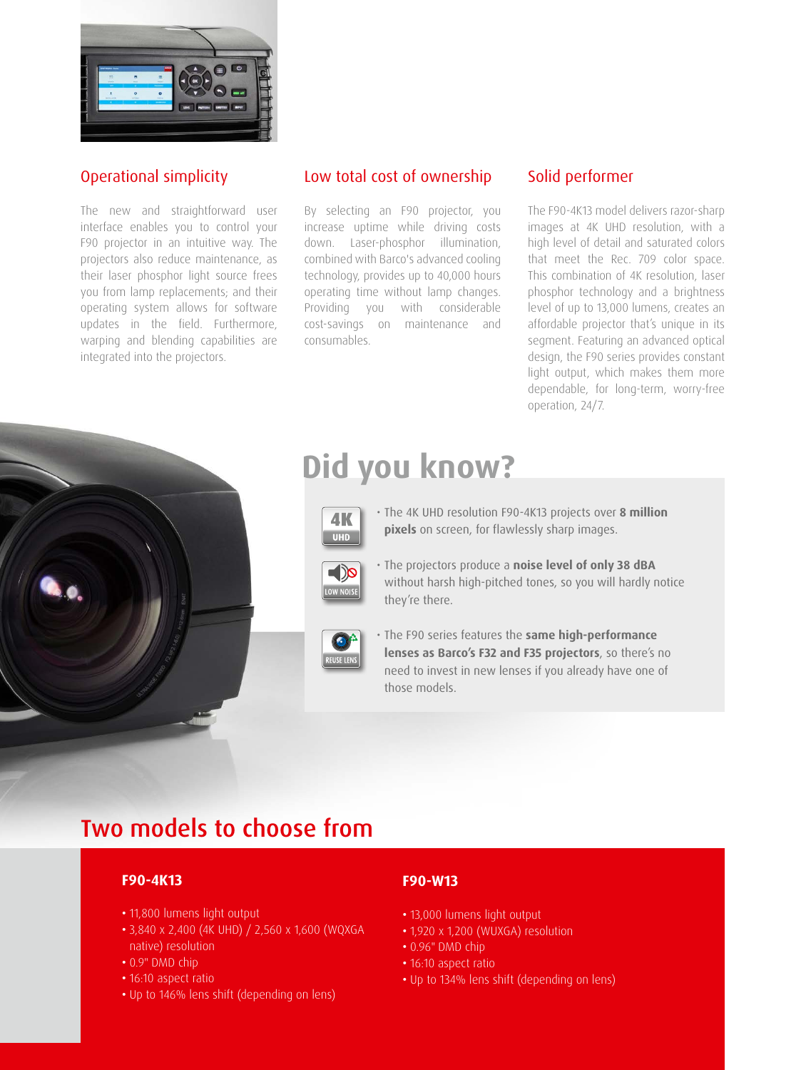## Operational simplicity

The new and straightforward user interface enables you to control your F90 projector in an intuitive way. The projectors also reduce maintenance, as their laser phosphor light source frees you from lamp replacements; and their operating system allows for software updates in the field. Furthermore, warping and blending capabilities are integrated into the projectors.

## Low total cost of ownership

By selecting an F90 projector, you increase uptime while driving costs down. Laser-phosphor illumination, combined with Barco's advanced cooling technology, provides up to 40,000 hours operating time without lamp changes. Providing you with considerable cost-savings on maintenance and consumables.

## Solid performer

The F90-4K13 model delivers razor-sharp images at 4K UHD resolution, with a high level of detail and saturated colors that meet the Rec. 709 color space. This combination of 4K resolution, laser phosphor technology and a brightness level of up to 13,000 lumens, creates an affordable projector that's unique in its segment. Featuring an advanced optical design, the F90 series provides constant light output, which makes them more dependable, for long-term, worry-free operation, 24/7.

# Did you know?

- The 4K UHD resolution F90-4K13 projects over **8 million pixels** on screen, for flawlessly sharp images.
- The projectors produce a **noise level of only 38 dBA** without harsh high-pitched tones, so you will hardly notice they're there.
- The F90 series features the **same high-performance lenses as Barco's F32 and F35 projectors**, so there's no need to invest in new lenses if you already have one of those models.

# Two models to choose from

### F90-4K13

- 11,800 lumens light output
- 3,840 x 2,400 (4K UHD) / 2,560 x 1,600 (WQXGA native) resolution
- 0.9" DMD chip
- 16:10 aspect ratio
- Up to 146% lens shift (depending on lens)

### F90-W13

- 13,000 lumens light output
- 1,920 x 1,200 (WUXGA) resolution
- 0.96" DMD chip
- 16:10 aspect ratio
- Up to 134% lens shift (depending on lens)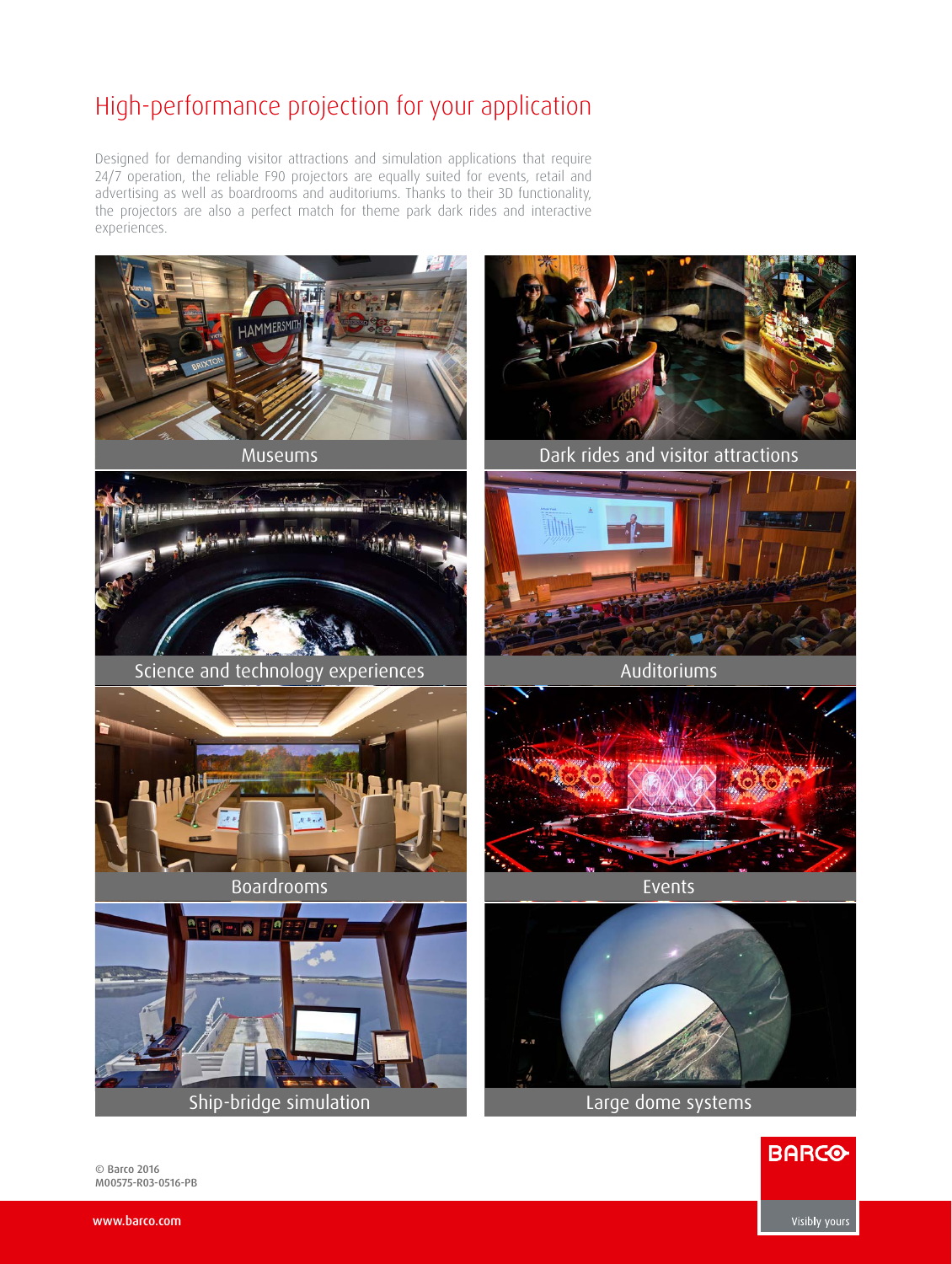# High-performance projection for your application

Designed for demanding visitor attractions and simulation applications that require 24/7 operation, the reliable F90 projectors are equally suited for events, retail and advertising as well as boardrooms and auditoriums. Thanks to their 3D functionality, the projectors are also a perfect match for theme park dark rides and interactive experiences.

Museums

Dark rides and visitor attractions

Science and technology experiences

Auditoriums

Boardrooms

Events

Ship-bridge simulation

Large dome systems

© Barco 2016
M00575-R03-0516-PB

www.barco.com

BARCO

Visibly yours